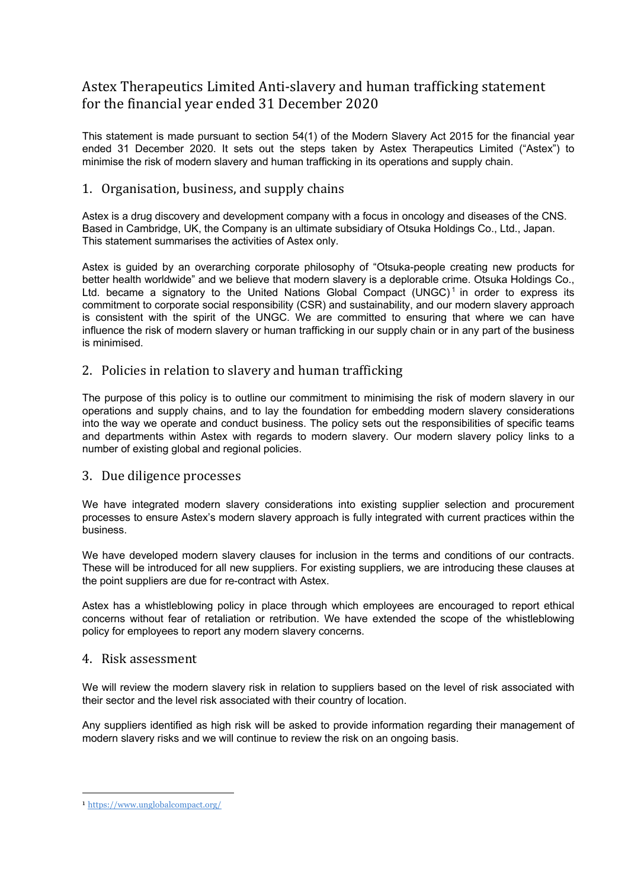# Astex Therapeutics Limited Anti-slavery and human trafficking statement for the financial year ended 31 December 2020

This statement is made pursuant to section 54(1) of the Modern Slavery Act 2015 for the financial year ended 31 December 2020. It sets out the steps taken by Astex Therapeutics Limited ("Astex") to minimise the risk of modern slavery and human trafficking in its operations and supply chain.

## 1. Organisation, business, and supply chains

Astex is a drug discovery and development company with a focus in oncology and diseases of the CNS. Based in Cambridge, UK, the Company is an ultimate subsidiary of Otsuka Holdings Co., Ltd., Japan. This statement summarises the activities of Astex only.

Astex is guided by an overarching corporate philosophy of "Otsuka-people creating new products for better health worldwide" and we believe that modern slavery is a deplorable crime. Otsuka Holdings Co., Ltd. became a signatory to the United Nations Global Compact (UNGC)[1] in order to express its commitment to corporate social responsibility (CSR) and sustainability, and our modern slavery approach is consistent with the spirit of the UNGC. We are committed to ensuring that where we can have influence the risk of modern slavery or human trafficking in our supply chain or in any part of the business is minimised.

## 2. Policies in relation to slavery and human trafficking

The purpose of this policy is to outline our commitment to minimising the risk of modern slavery in our operations and supply chains, and to lay the foundation for embedding modern slavery considerations into the way we operate and conduct business. The policy sets out the responsibilities of specific teams and departments within Astex with regards to modern slavery. Our modern slavery policy links to a number of existing global and regional policies.

## 3. Due diligence processes

We have integrated modern slavery considerations into existing supplier selection and procurement processes to ensure Astex's modern slavery approach is fully integrated with current practices within the business.

We have developed modern slavery clauses for inclusion in the terms and conditions of our contracts. These will be introduced for all new suppliers. For existing suppliers, we are introducing these clauses at the point suppliers are due for re-contract with Astex.

Astex has a whistleblowing policy in place through which employees are encouraged to report ethical concerns without fear of retaliation or retribution. We have extended the scope of the whistleblowing policy for employees to report any modern slavery concerns.

## 4. Risk assessment

We will review the modern slavery risk in relation to suppliers based on the level of risk associated with their sector and the level risk associated with their country of location.

Any suppliers identified as high risk will be asked to provide information regarding their management of modern slavery risks and we will continue to review the risk on an ongoing basis.

---

[1] https://www.unglobalcompact.org/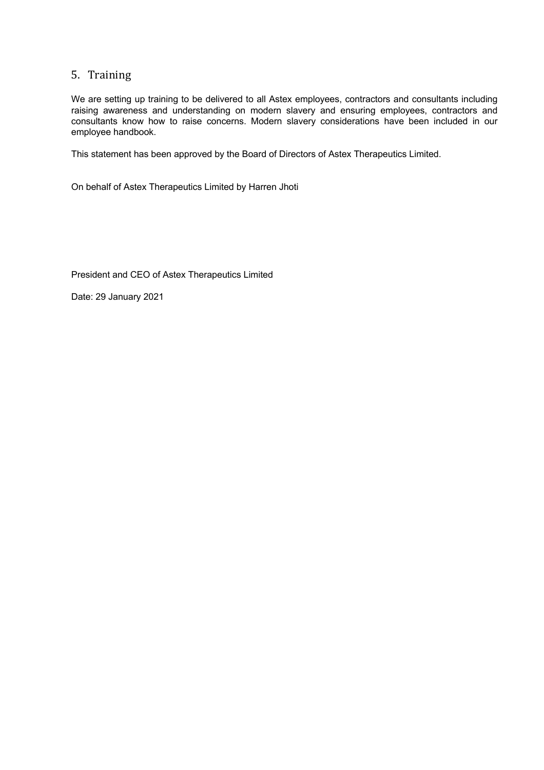## 5. Training

We are setting up training to be delivered to all Astex employees, contractors and consultants including raising awareness and understanding on modern slavery and ensuring employees, contractors and consultants know how to raise concerns. Modern slavery considerations have been included in our employee handbook.

This statement has been approved by the Board of Directors of Astex Therapeutics Limited.

On behalf of Astex Therapeutics Limited by Harren Jhoti

President and CEO of Astex Therapeutics Limited

Date: 29 January 2021